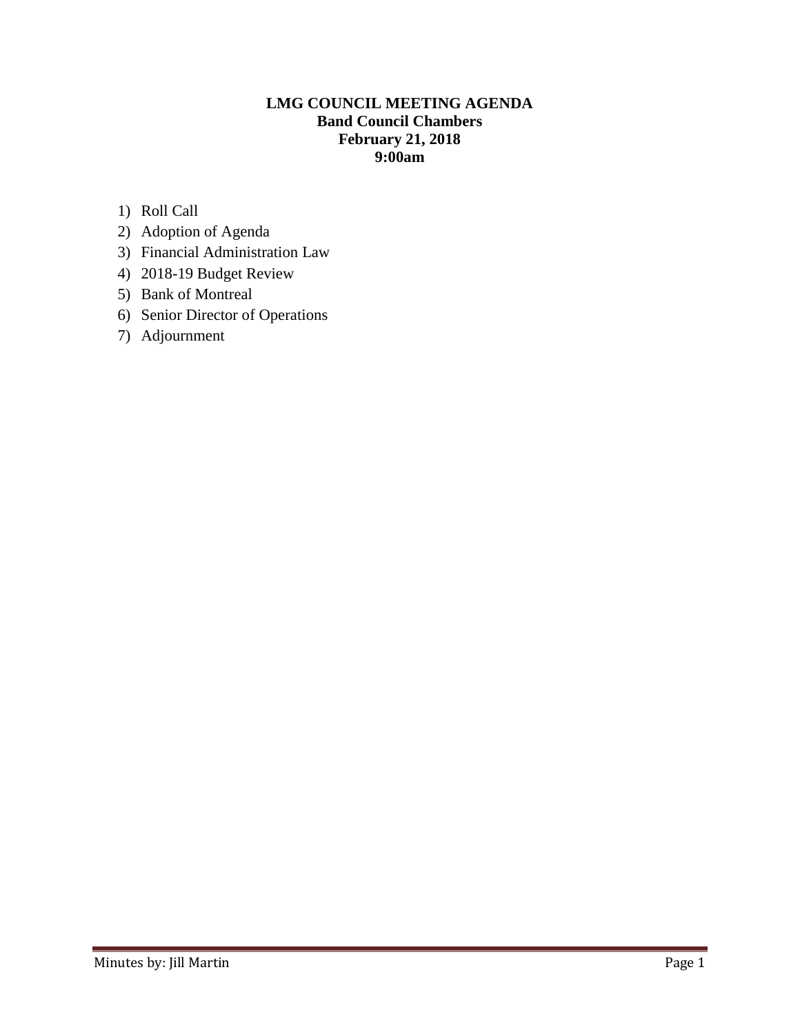**LMG COUNCIL MEETING AGENDA**
**Band Council Chambers**
**February 21, 2018**
**9:00am**

1) Roll Call
2) Adoption of Agenda
3) Financial Administration Law
4) 2018-19 Budget Review
5) Bank of Montreal
6) Senior Director of Operations
7) Adjournment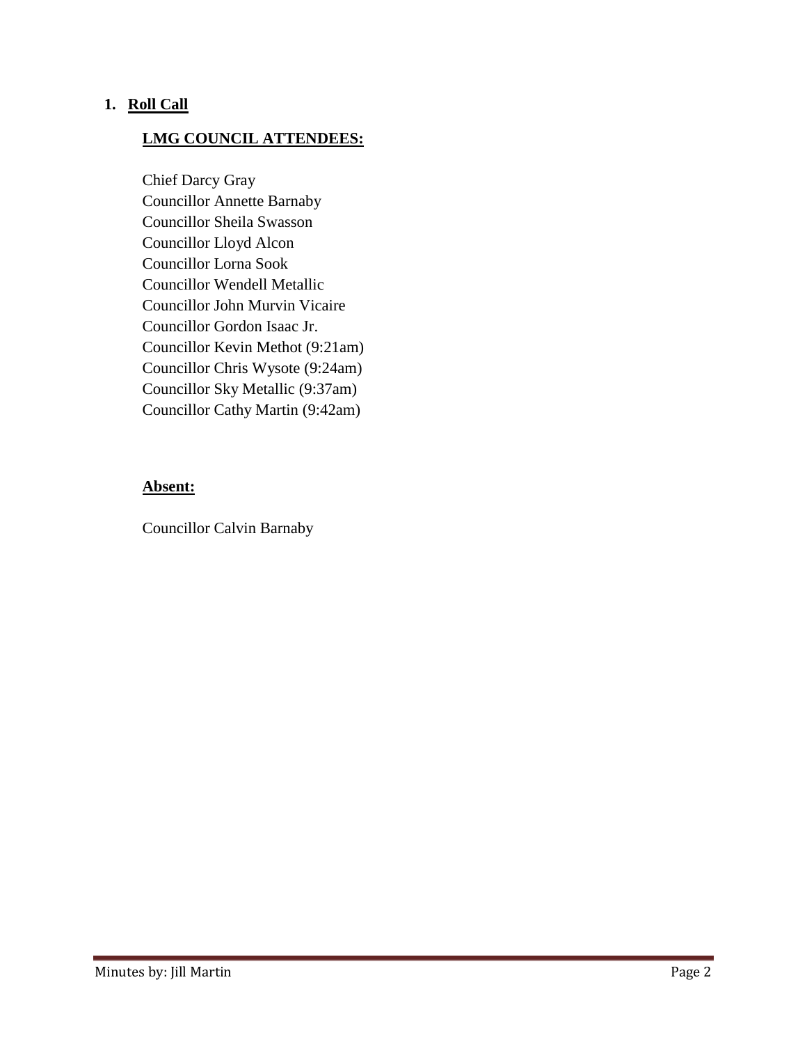## 1. **Roll Call**

### **LMG COUNCIL ATTENDEES:**

Chief Darcy Gray
Councillor Annette Barnaby
Councillor Sheila Swasson
Councillor Lloyd Alcon
Councillor Lorna Sook
Councillor Wendell Metallic
Councillor John Murvin Vicaire
Councillor Gordon Isaac Jr.
Councillor Kevin Methot (9:21am)
Councillor Chris Wysote (9:24am)
Councillor Sky Metallic (9:37am)
Councillor Cathy Martin (9:42am)

### **Absent:**

Councillor Calvin Barnaby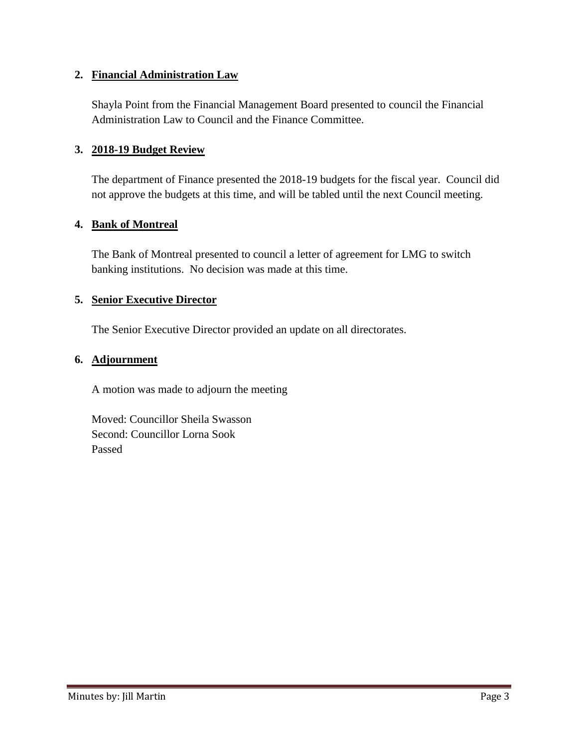**2. Financial Administration Law**

Shayla Point from the Financial Management Board presented to council the Financial Administration Law to Council and the Finance Committee.

**3. 2018-19 Budget Review**

The department of Finance presented the 2018-19 budgets for the fiscal year. Council did not approve the budgets at this time, and will be tabled until the next Council meeting.

**4. Bank of Montreal**

The Bank of Montreal presented to council a letter of agreement for LMG to switch banking institutions. No decision was made at this time.

**5. Senior Executive Director**

The Senior Executive Director provided an update on all directorates.

**6. Adjournment**

A motion was made to adjourn the meeting

Moved: Councillor Sheila Swasson
Second: Councillor Lorna Sook
Passed

Minutes by: Jill Martin